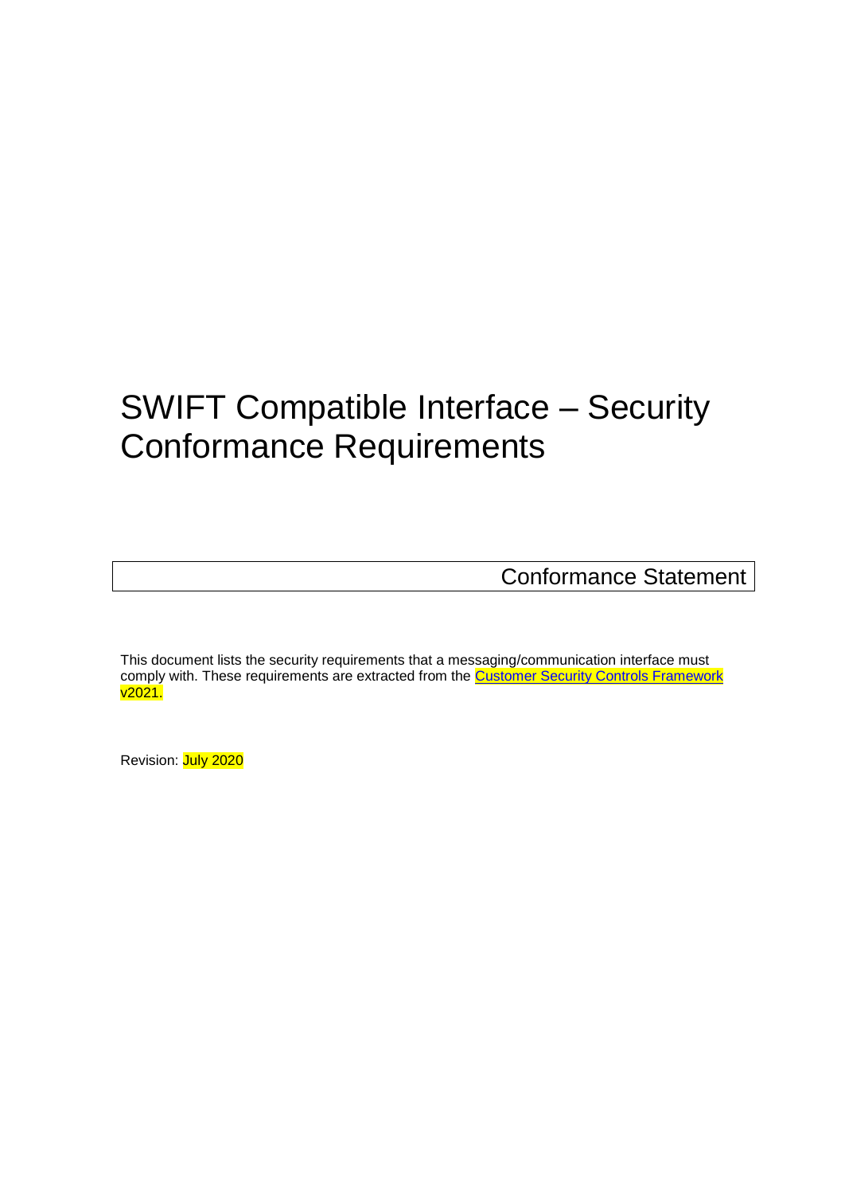# SWIFT Compatible Interface – Security Conformance Requirements

Conformance Statement

This document lists the security requirements that a messaging/communication interface must comply with. These requirements are extracted from the [Customer Security Controls Framework v2021.]

Revision: July 2020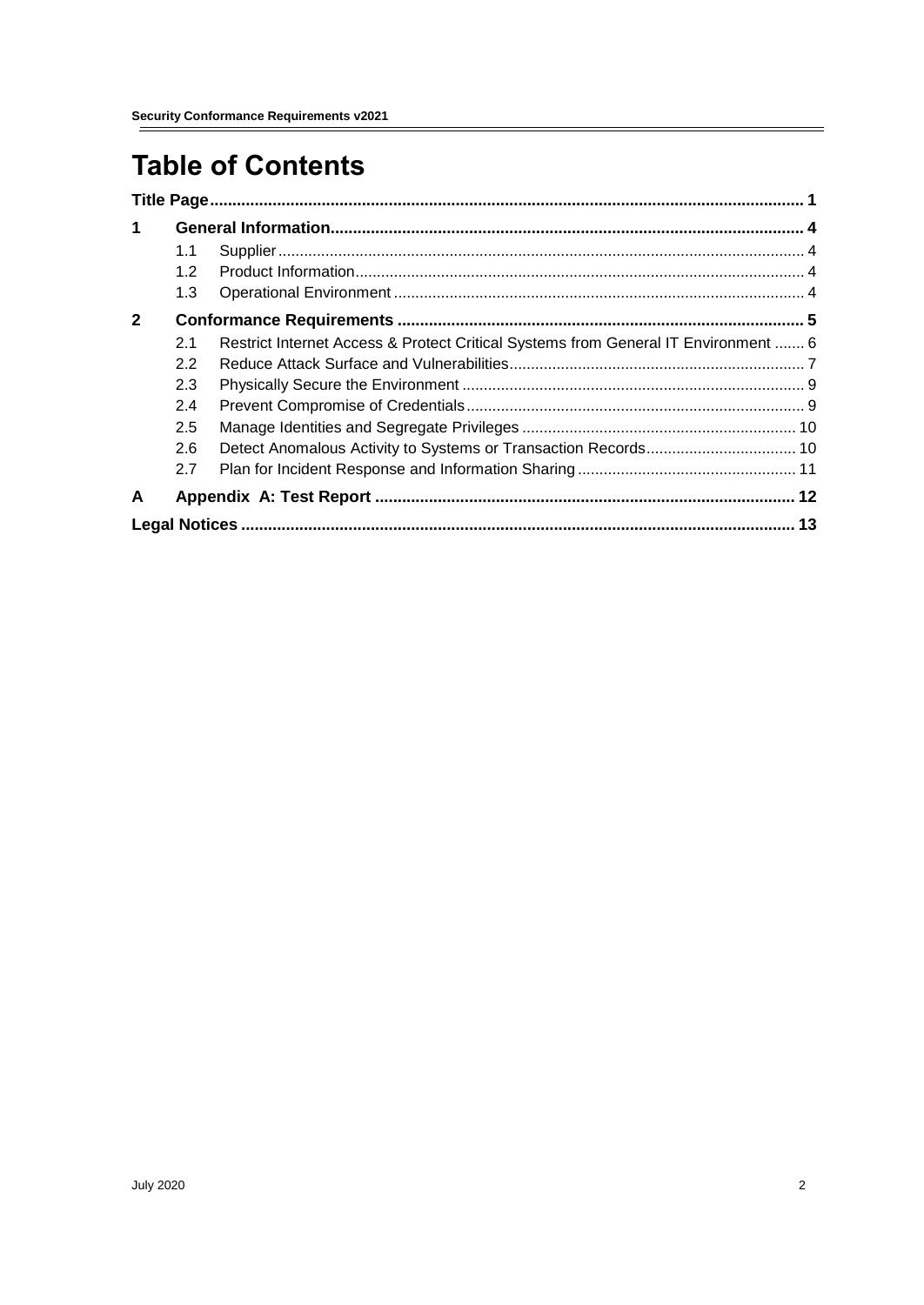# Table of Contents

| | | | |
|---|---|---|---|
| **Title Page** | | | **1** |
| **1** | **General Information** | | **4** |
| | 1.1 | Supplier | 4 |
| | 1.2 | Product Information | 4 |
| | 1.3 | Operational Environment | 4 |
| **2** | **Conformance Requirements** | | **5** |
| | 2.1 | Restrict Internet Access & Protect Critical Systems from General IT Environment | 6 |
| | 2.2 | Reduce Attack Surface and Vulnerabilities | 7 |
| | 2.3 | Physically Secure the Environment | 9 |
| | 2.4 | Prevent Compromise of Credentials | 9 |
| | 2.5 | Manage Identities and Segregate Privileges | 10 |
| | 2.6 | Detect Anomalous Activity to Systems or Transaction Records | 10 |
| | 2.7 | Plan for Incident Response and Information Sharing | 11 |
| **A** | **Appendix A: Test Report** | | **12** |
| **Legal Notices** | | | **13** |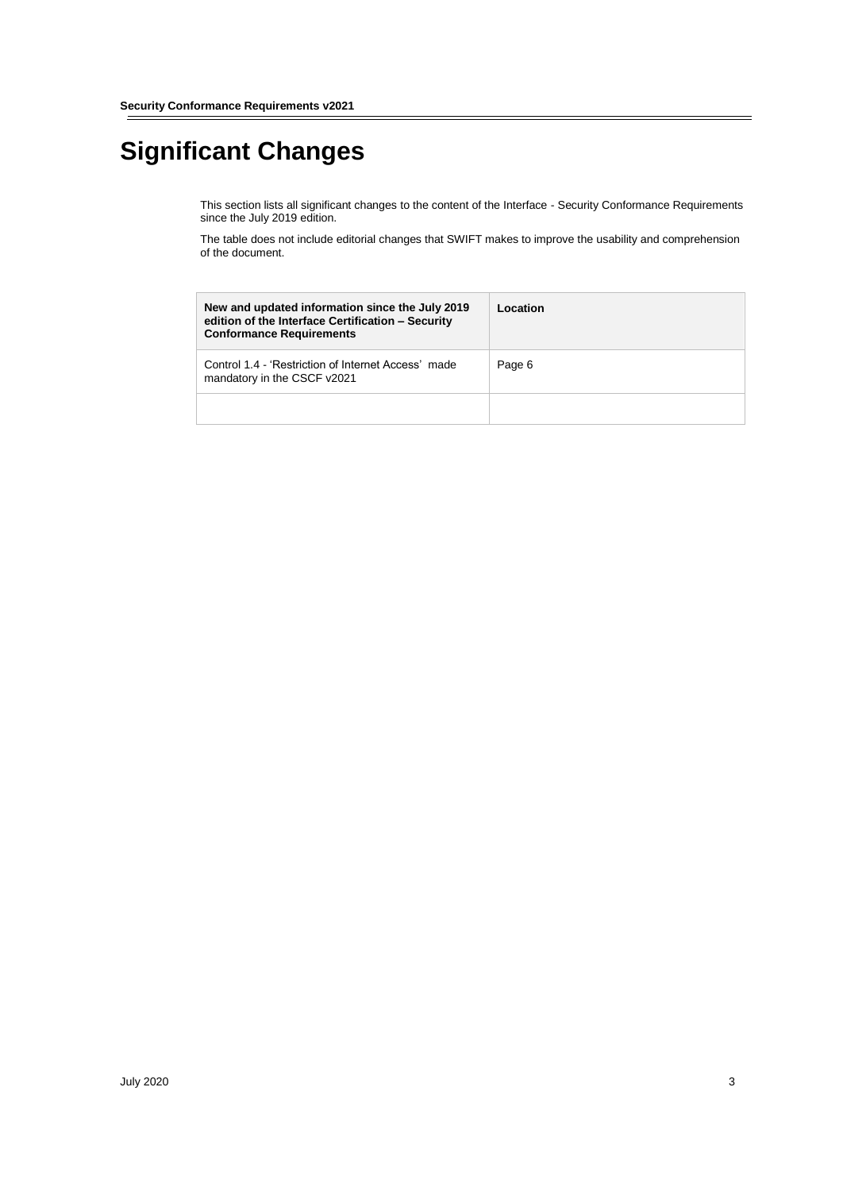# Significant Changes

This section lists all significant changes to the content of the Interface - Security Conformance Requirements since the July 2019 edition.

The table does not include editorial changes that SWIFT makes to improve the usability and comprehension of the document.

| New and updated information since the July 2019 edition of the Interface Certification – Security Conformance Requirements | Location |
|---|---|
| Control 1.4 - 'Restriction of Internet Access' made mandatory in the CSCF v2021 | Page 6 |
| | |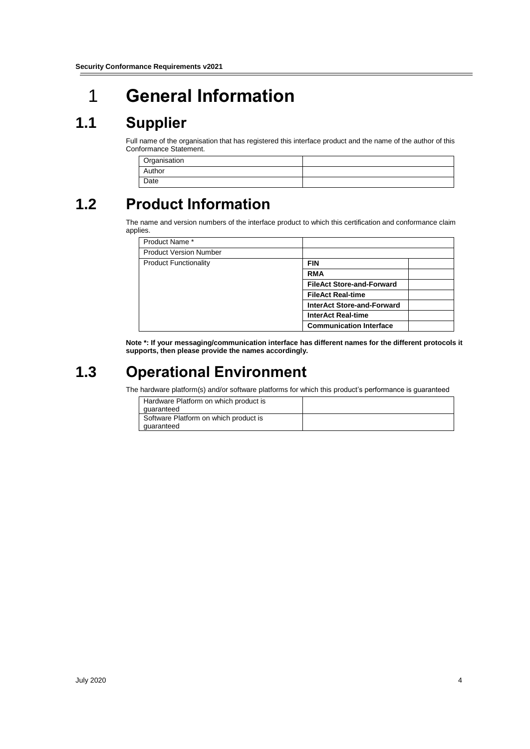# 1 General Information

## 1.1 Supplier

Full name of the organisation that has registered this interface product and the name of the author of this Conformance Statement.

| Organisation | |
|---|---|
| Author | |
| Date | |

## 1.2 Product Information

The name and version numbers of the interface product to which this certification and conformance claim applies.

| Product Name * | | |
|---|---|---|
| Product Version Number | | |
| Product Functionality | **FIN** | |
| | **RMA** | |
| | **FileAct Store-and-Forward** | |
| | **FileAct Real-time** | |
| | **InterAct Store-and-Forward** | |
| | **InterAct Real-time** | |
| | **Communication Interface** | |

**Note *: If your messaging/communication interface has different names for the different protocols it supports, then please provide the names accordingly.**

## 1.3 Operational Environment

The hardware platform(s) and/or software platforms for which this product's performance is guaranteed

| Hardware Platform on which product is guaranteed | |
|---|---|
| Software Platform on which product is guaranteed | |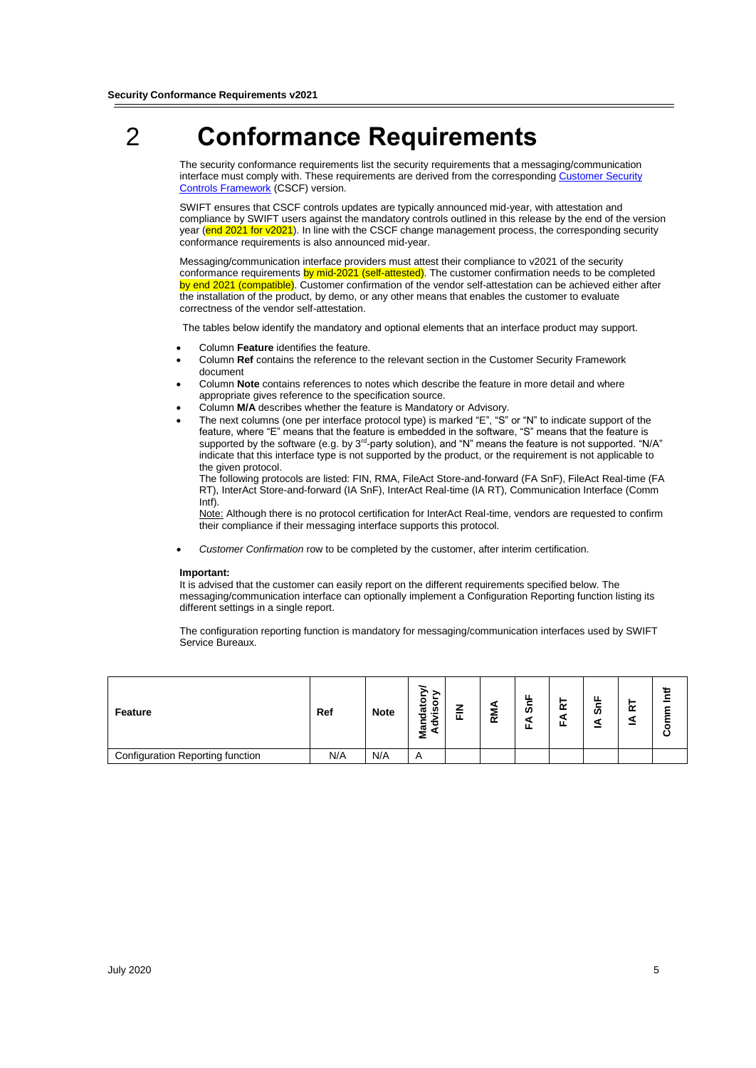# 2 Conformance Requirements

The security conformance requirements list the security requirements that a messaging/communication interface must comply with. These requirements are derived from the corresponding Customer Security Controls Framework (CSCF) version.

SWIFT ensures that CSCF controls updates are typically announced mid-year, with attestation and compliance by SWIFT users against the mandatory controls outlined in this release by the end of the version year (end 2021 for v2021). In line with the CSCF change management process, the corresponding security conformance requirements is also announced mid-year.

Messaging/communication interface providers must attest their compliance to v2021 of the security conformance requirements by mid-2021 (self-attested). The customer confirmation needs to be completed by end 2021 (compatible). Customer confirmation of the vendor self-attestation can be achieved either after the installation of the product, by demo, or any other means that enables the customer to evaluate correctness of the vendor self-attestation.

The tables below identify the mandatory and optional elements that an interface product may support.

- Column **Feature** identifies the feature.
- Column **Ref** contains the reference to the relevant section in the Customer Security Framework document
- Column **Note** contains references to notes which describe the feature in more detail and where appropriate gives reference to the specification source.
- Column **M/A** describes whether the feature is Mandatory or Advisory.
- The next columns (one per interface protocol type) is marked "E", "S" or "N" to indicate support of the feature, where "E" means that the feature is embedded in the software, "S" means that the feature is supported by the software (e.g. by 3rd-party solution), and "N" means the feature is not supported. "N/A" indicate that this interface type is not supported by the product, or the requirement is not applicable to the given protocol.
  The following protocols are listed: FIN, RMA, FileAct Store-and-forward (FA SnF), FileAct Real-time (FA RT), InterAct Store-and-forward (IA SnF), InterAct Real-time (IA RT), Communication Interface (Comm Intf).
  Note: Although there is no protocol certification for InterAct Real-time, vendors are requested to confirm their compliance if their messaging interface supports this protocol.
- *Customer Confirmation* row to be completed by the customer, after interim certification.

**Important:**

It is advised that the customer can easily report on the different requirements specified below. The messaging/communication interface can optionally implement a Configuration Reporting function listing its different settings in a single report.

The configuration reporting function is mandatory for messaging/communication interfaces used by SWIFT Service Bureaux.

| Feature | Ref | Note | Mandatory/ Advisory | FIN | RMA | FA SnF | FA RT | IA SnF | IA RT | Comm Intf |
|---|---|---|---|---|---|---|---|---|---|---|
| Configuration Reporting function | N/A | N/A | A | | | | | | | |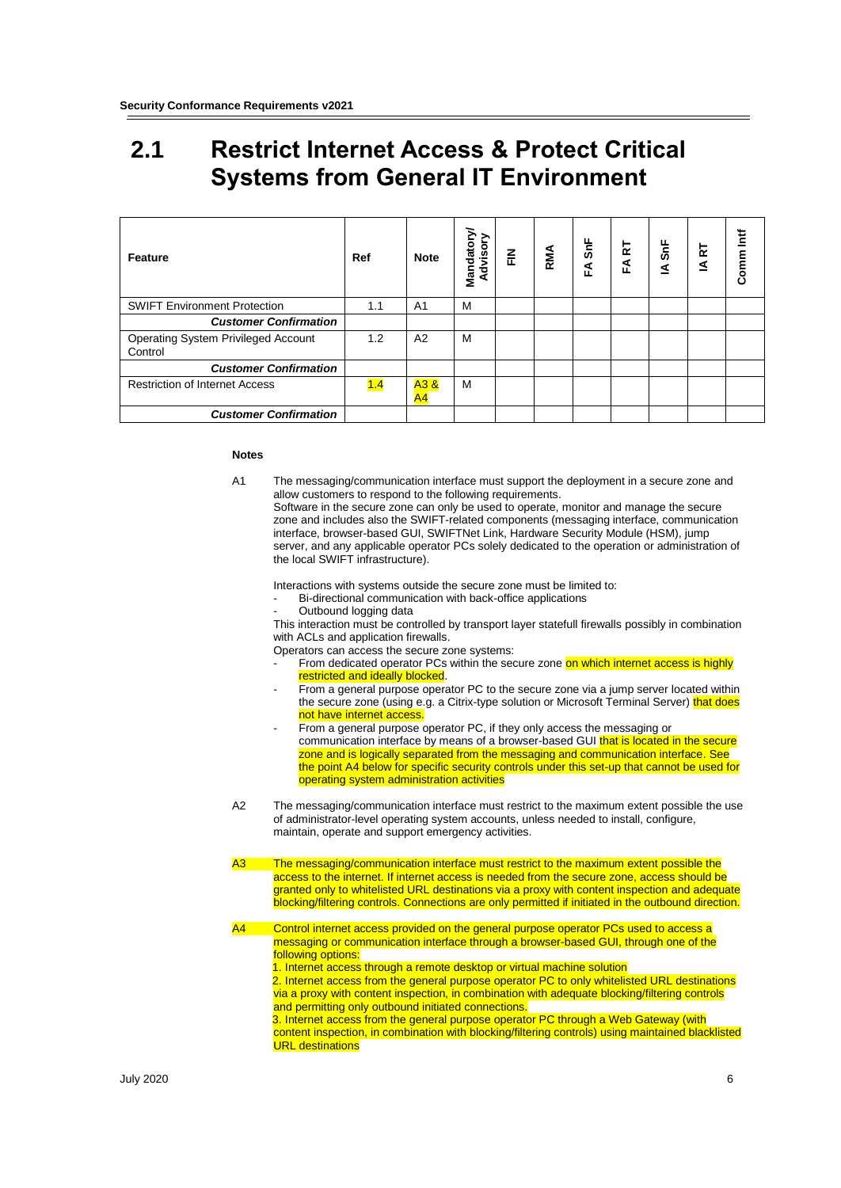## 2.1 Restrict Internet Access & Protect Critical Systems from General IT Environment

| Feature | Ref | Note | Mandatory/ Advisory | FIN | RMA | FA SnF | FA RT | IA SnF | IA RT | Comm Intf |
|---|---|---|---|---|---|---|---|---|---|---|
| SWIFT Environment Protection | 1.1 | A1 | M | | | | | | | |
| ***Customer Confirmation*** | | | | | | | | | | |
| Operating System Privileged Account Control | 1.2 | A2 | M | | | | | | | |
| ***Customer Confirmation*** | | | | | | | | | | |
| Restriction of Internet Access | 1.4 | A3 & A4 | M | | | | | | | |
| ***Customer Confirmation*** | | | | | | | | | | |

**Notes**

A1 The messaging/communication interface must support the deployment in a secure zone and allow customers to respond to the following requirements.
Software in the secure zone can only be used to operate, monitor and manage the secure zone and includes also the SWIFT-related components (messaging interface, communication interface, browser-based GUI, SWIFTNet Link, Hardware Security Module (HSM), jump server, and any applicable operator PCs solely dedicated to the operation or administration of the local SWIFT infrastructure).

Interactions with systems outside the secure zone must be limited to:

- Bi-directional communication with back-office applications
- Outbound logging data

This interaction must be controlled by transport layer statefull firewalls possibly in combination with ACLs and application firewalls.
Operators can access the secure zone systems:

- From dedicated operator PCs within the secure zone on which internet access is highly restricted and ideally blocked.
- From a general purpose operator PC to the secure zone via a jump server located within the secure zone (using e.g. a Citrix-type solution or Microsoft Terminal Server) that does not have internet access.
- From a general purpose operator PC, if they only access the messaging or communication interface by means of a browser-based GUI that is located in the secure zone and is logically separated from the messaging and communication interface. See the point A4 below for specific security controls under this set-up that cannot be used for operating system administration activities

A2 The messaging/communication interface must restrict to the maximum extent possible the use of administrator-level operating system accounts, unless needed to install, configure, maintain, operate and support emergency activities.

A3 The messaging/communication interface must restrict to the maximum extent possible the access to the internet. If internet access is needed from the secure zone, access should be granted only to whitelisted URL destinations via a proxy with content inspection and adequate blocking/filtering controls. Connections are only permitted if initiated in the outbound direction.

A4 Control internet access provided on the general purpose operator PCs used to access a messaging or communication interface through a browser-based GUI, through one of the following options:

1. Internet access through a remote desktop or virtual machine solution
2. Internet access from the general purpose operator PC to only whitelisted URL destinations via a proxy with content inspection, in combination with adequate blocking/filtering controls and permitting only outbound initiated connections.
3. Internet access from the general purpose operator PC through a Web Gateway (with content inspection, in combination with blocking/filtering controls) using maintained blacklisted URL destinations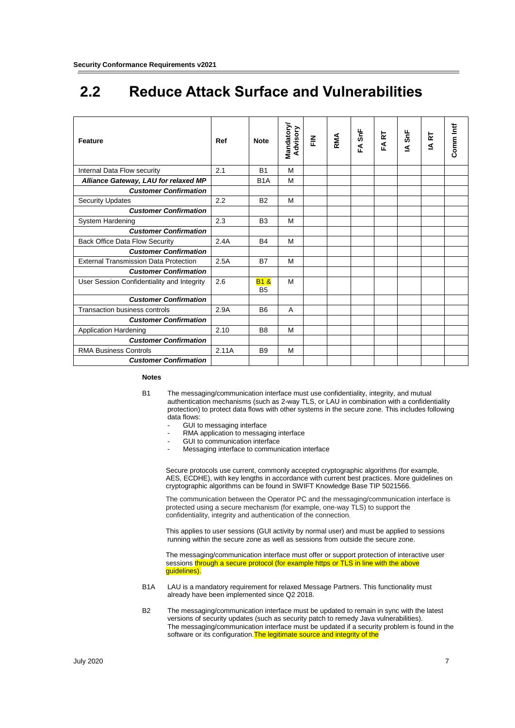## 2.2 Reduce Attack Surface and Vulnerabilities

| Feature | Ref | Note | Mandatory/ Advisory | FIN | RMA | FA SnF | FA RT | IA SnF | IA RT | Comm Intf |
|---|---|---|---|---|---|---|---|---|---|---|
| Internal Data Flow security | 2.1 | B1 | M | | | | | | | |
| ***Alliance Gateway, LAU for relaxed MP*** | | B1A | M | | | | | | | |
| ***Customer Confirmation*** | | | | | | | | | | |
| Security Updates | 2.2 | B2 | M | | | | | | | |
| ***Customer Confirmation*** | | | | | | | | | | |
| System Hardening | 2.3 | B3 | M | | | | | | | |
| ***Customer Confirmation*** | | | | | | | | | | |
| Back Office Data Flow Security | 2.4A | B4 | M | | | | | | | |
| ***Customer Confirmation*** | | | | | | | | | | |
| External Transmission Data Protection | 2.5A | B7 | M | | | | | | | |
| ***Customer Confirmation*** | | | | | | | | | | |
| User Session Confidentiality and Integrity | 2.6 | B1 & B5 | M | | | | | | | |
| ***Customer Confirmation*** | | | | | | | | | | |
| Transaction business controls | 2.9A | B6 | A | | | | | | | |
| ***Customer Confirmation*** | | | | | | | | | | |
| Application Hardening | 2.10 | B8 | M | | | | | | | |
| ***Customer Confirmation*** | | | | | | | | | | |
| RMA Business Controls | 2.11A | B9 | M | | | | | | | |
| ***Customer Confirmation*** | | | | | | | | | | |

**Notes**

B1 The messaging/communication interface must use confidentiality, integrity, and mutual authentication mechanisms (such as 2-way TLS, or LAU in combination with a confidentiality protection) to protect data flows with other systems in the secure zone. This includes following data flows:

- GUI to messaging interface
- RMA application to messaging interface
- GUI to communication interface
- Messaging interface to communication interface

Secure protocols use current, commonly accepted cryptographic algorithms (for example, AES, ECDHE), with key lengths in accordance with current best practices. More guidelines on cryptographic algorithms can be found in SWIFT Knowledge Base TIP 5021566.

The communication between the Operator PC and the messaging/communication interface is protected using a secure mechanism (for example, one-way TLS) to support the confidentiality, integrity and authentication of the connection.

This applies to user sessions (GUI activity by normal user) and must be applied to sessions running within the secure zone as well as sessions from outside the secure zone.

The messaging/communication interface must offer or support protection of interactive user sessions through a secure protocol (for example https or TLS in line with the above guidelines).

B1A LAU is a mandatory requirement for relaxed Message Partners. This functionality must already have been implemented since Q2 2018.

B2 The messaging/communication interface must be updated to remain in sync with the latest versions of security updates (such as security patch to remedy Java vulnerabilities). The messaging/communication interface must be updated if a security problem is found in the software or its configuration. The legitimate source and integrity of the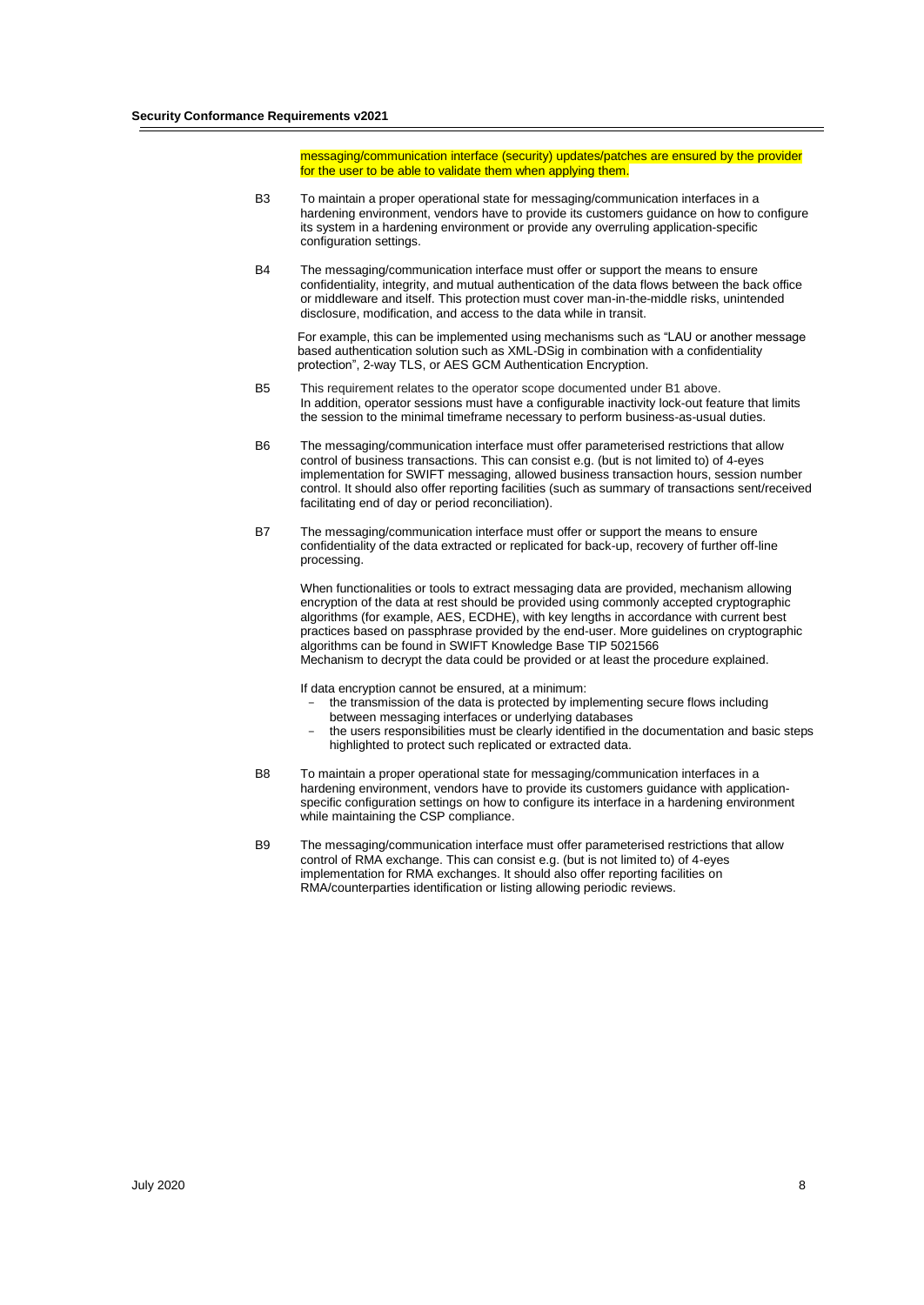messaging/communication interface (security) updates/patches are ensured by the provider for the user to be able to validate them when applying them.

B3 To maintain a proper operational state for messaging/communication interfaces in a hardening environment, vendors have to provide its customers guidance on how to configure its system in a hardening environment or provide any overruling application-specific configuration settings.

B4 The messaging/communication interface must offer or support the means to ensure confidentiality, integrity, and mutual authentication of the data flows between the back office or middleware and itself. This protection must cover man-in-the-middle risks, unintended disclosure, modification, and access to the data while in transit.

For example, this can be implemented using mechanisms such as "LAU or another message based authentication solution such as XML-DSig in combination with a confidentiality protection", 2-way TLS, or AES GCM Authentication Encryption.

B5 This requirement relates to the operator scope documented under B1 above. In addition, operator sessions must have a configurable inactivity lock-out feature that limits the session to the minimal timeframe necessary to perform business-as-usual duties.

B6 The messaging/communication interface must offer parameterised restrictions that allow control of business transactions. This can consist e.g. (but is not limited to) of 4-eyes implementation for SWIFT messaging, allowed business transaction hours, session number control. It should also offer reporting facilities (such as summary of transactions sent/received facilitating end of day or period reconciliation).

B7 The messaging/communication interface must offer or support the means to ensure confidentiality of the data extracted or replicated for back-up, recovery of further off-line processing.

When functionalities or tools to extract messaging data are provided, mechanism allowing encryption of the data at rest should be provided using commonly accepted cryptographic algorithms (for example, AES, ECDHE), with key lengths in accordance with current best practices based on passphrase provided by the end-user. More guidelines on cryptographic algorithms can be found in SWIFT Knowledge Base TIP 5021566
Mechanism to decrypt the data could be provided or at least the procedure explained.

If data encryption cannot be ensured, at a minimum:

- the transmission of the data is protected by implementing secure flows including between messaging interfaces or underlying databases
- the users responsibilities must be clearly identified in the documentation and basic steps highlighted to protect such replicated or extracted data.

B8 To maintain a proper operational state for messaging/communication interfaces in a hardening environment, vendors have to provide its customers guidance with application-specific configuration settings on how to configure its interface in a hardening environment while maintaining the CSP compliance.

B9 The messaging/communication interface must offer parameterised restrictions that allow control of RMA exchange. This can consist e.g. (but is not limited to) of 4-eyes implementation for RMA exchanges. It should also offer reporting facilities on RMA/counterparties identification or listing allowing periodic reviews.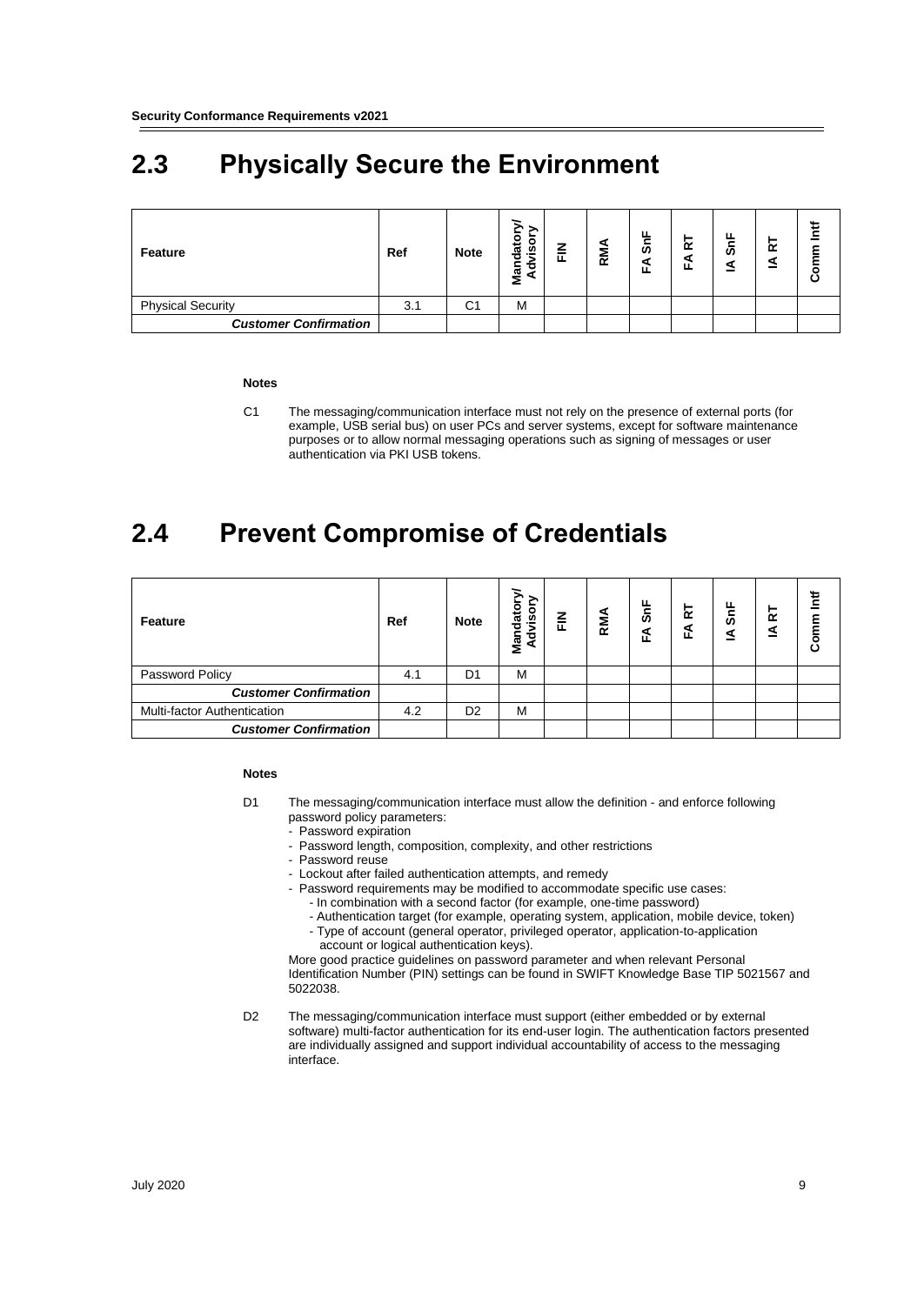## 2.3 Physically Secure the Environment

| Feature | Ref | Note | Mandatory/ Advisory | FIN | RMA | FA SnF | FA RT | IA SnF | IA RT | Comm Intf |
|---|---|---|---|---|---|---|---|---|---|---|
| Physical Security | 3.1 | C1 | M | | | | | | | |
| ***Customer Confirmation*** | | | | | | | | | | |

**Notes**

C1 The messaging/communication interface must not rely on the presence of external ports (for example, USB serial bus) on user PCs and server systems, except for software maintenance purposes or to allow normal messaging operations such as signing of messages or user authentication via PKI USB tokens.

## 2.4 Prevent Compromise of Credentials

| Feature | Ref | Note | Mandatory/ Advisory | FIN | RMA | FA SnF | FA RT | IA SnF | IA RT | Comm Intf |
|---|---|---|---|---|---|---|---|---|---|---|
| Password Policy | 4.1 | D1 | M | | | | | | | |
| ***Customer Confirmation*** | | | | | | | | | | |
| Multi-factor Authentication | 4.2 | D2 | M | | | | | | | |
| ***Customer Confirmation*** | | | | | | | | | | |

**Notes**

D1 The messaging/communication interface must allow the definition - and enforce following password policy parameters:
- Password expiration
- Password length, composition, complexity, and other restrictions
- Password reuse
- Lockout after failed authentication attempts, and remedy
- Password requirements may be modified to accommodate specific use cases:
  - In combination with a second factor (for example, one-time password)
  - Authentication target (for example, operating system, application, mobile device, token)
  - Type of account (general operator, privileged operator, application-to-application account or logical authentication keys).

More good practice guidelines on password parameter and when relevant Personal Identification Number (PIN) settings can be found in SWIFT Knowledge Base TIP 5021567 and 5022038.

D2 The messaging/communication interface must support (either embedded or by external software) multi-factor authentication for its end-user login. The authentication factors presented are individually assigned and support individual accountability of access to the messaging interface.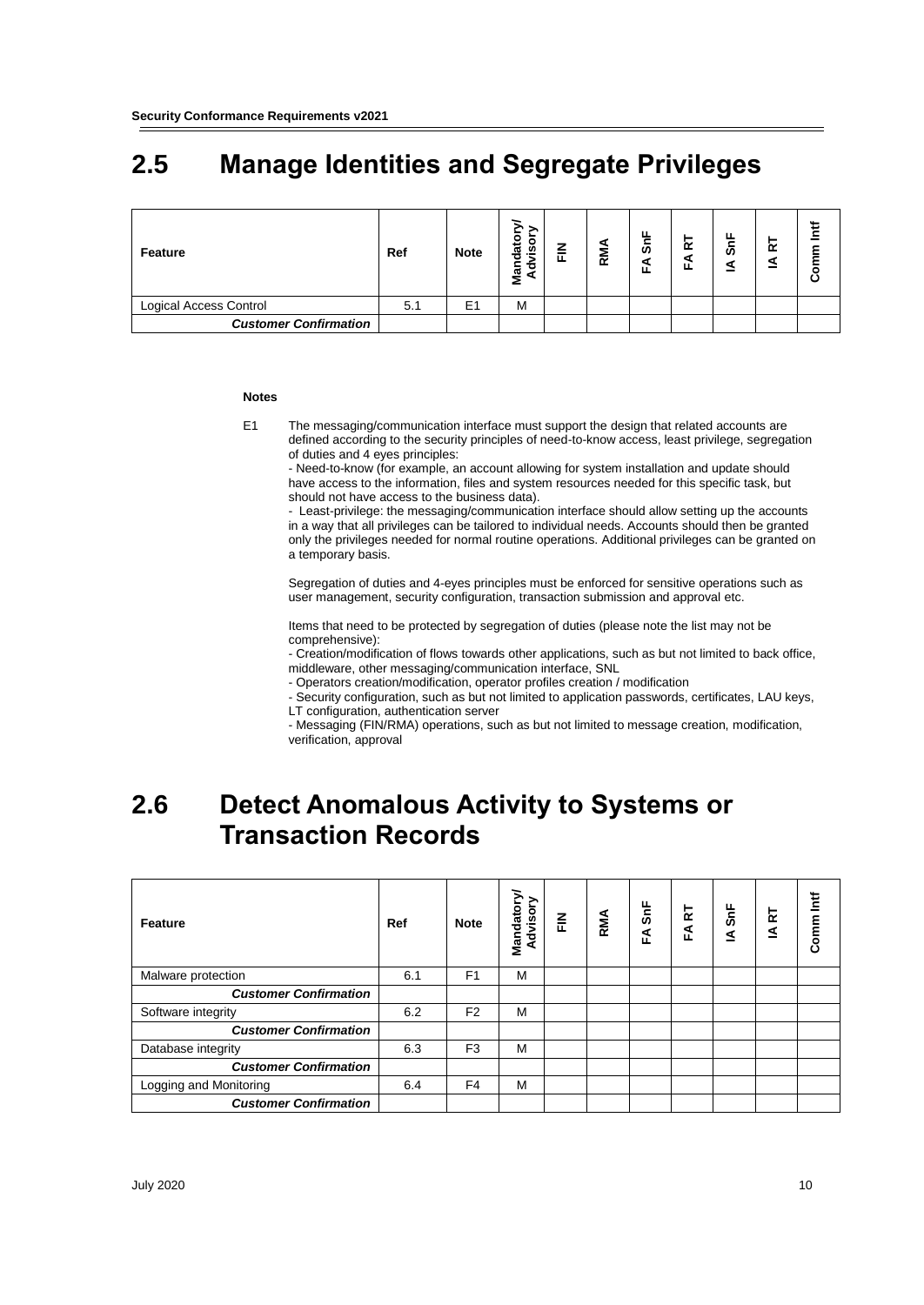## 2.5 Manage Identities and Segregate Privileges

| Feature | Ref | Note | Mandatory/ Advisory | FIN | RMA | FA SnF | FA RT | IA SnF | IA RT | Comm Intf |
|---|---|---|---|---|---|---|---|---|---|---|
| Logical Access Control | 5.1 | E1 | M | | | | | | | |
| ***Customer Confirmation*** | | | | | | | | | | |

**Notes**

E1 The messaging/communication interface must support the design that related accounts are defined according to the security principles of need-to-know access, least privilege, segregation of duties and 4 eyes principles:
- Need-to-know (for example, an account allowing for system installation and update should have access to the information, files and system resources needed for this specific task, but should not have access to the business data).
- Least-privilege: the messaging/communication interface should allow setting up the accounts in a way that all privileges can be tailored to individual needs. Accounts should then be granted only the privileges needed for normal routine operations. Additional privileges can be granted on a temporary basis.

Segregation of duties and 4-eyes principles must be enforced for sensitive operations such as user management, security configuration, transaction submission and approval etc.

Items that need to be protected by segregation of duties (please note the list may not be comprehensive):
- Creation/modification of flows towards other applications, such as but not limited to back office, middleware, other messaging/communication interface, SNL
- Operators creation/modification, operator profiles creation / modification
- Security configuration, such as but not limited to application passwords, certificates, LAU keys, LT configuration, authentication server
- Messaging (FIN/RMA) operations, such as but not limited to message creation, modification, verification, approval

## 2.6 Detect Anomalous Activity to Systems or Transaction Records

| Feature | Ref | Note | Mandatory/ Advisory | FIN | RMA | FA SnF | FA RT | IA SnF | IA RT | Comm Intf |
|---|---|---|---|---|---|---|---|---|---|---|
| Malware protection | 6.1 | F1 | M | | | | | | | |
| ***Customer Confirmation*** | | | | | | | | | | |
| Software integrity | 6.2 | F2 | M | | | | | | | |
| ***Customer Confirmation*** | | | | | | | | | | |
| Database integrity | 6.3 | F3 | M | | | | | | | |
| ***Customer Confirmation*** | | | | | | | | | | |
| Logging and Monitoring | 6.4 | F4 | M | | | | | | | |
| ***Customer Confirmation*** | | | | | | | | | | |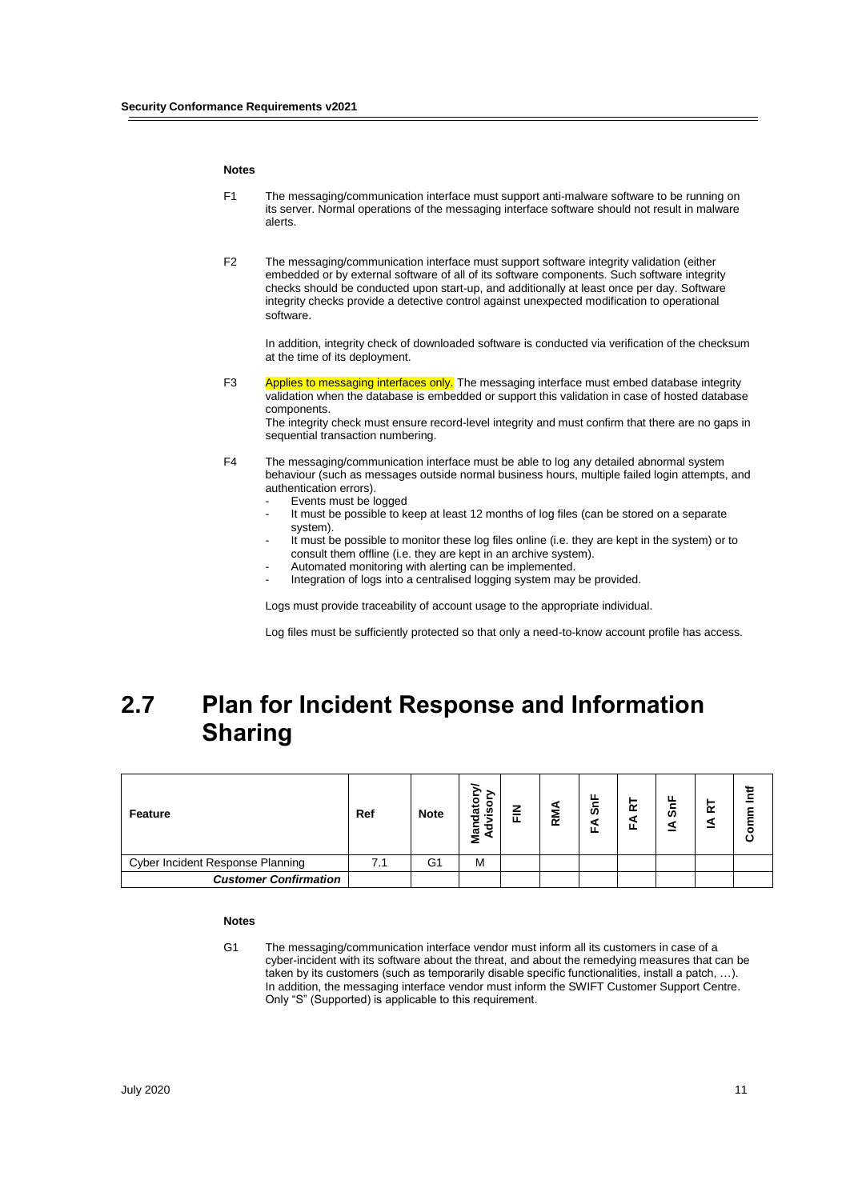**Notes**

F1 The messaging/communication interface must support anti-malware software to be running on its server. Normal operations of the messaging interface software should not result in malware alerts.

F2 The messaging/communication interface must support software integrity validation (either embedded or by external software of all of its software components. Such software integrity checks should be conducted upon start-up, and additionally at least once per day. Software integrity checks provide a detective control against unexpected modification to operational software.

In addition, integrity check of downloaded software is conducted via verification of the checksum at the time of its deployment.

F3 Applies to messaging interfaces only. The messaging interface must embed database integrity validation when the database is embedded or support this validation in case of hosted database components.
The integrity check must ensure record-level integrity and must confirm that there are no gaps in sequential transaction numbering.

F4 The messaging/communication interface must be able to log any detailed abnormal system behaviour (such as messages outside normal business hours, multiple failed login attempts, and authentication errors).

- Events must be logged
- It must be possible to keep at least 12 months of log files (can be stored on a separate system).
- It must be possible to monitor these log files online (i.e. they are kept in the system) or to consult them offline (i.e. they are kept in an archive system).
- Automated monitoring with alerting can be implemented.
- Integration of logs into a centralised logging system may be provided.

Logs must provide traceability of account usage to the appropriate individual.

Log files must be sufficiently protected so that only a need-to-know account profile has access.

# 2.7 Plan for Incident Response and Information Sharing

| Feature | Ref | Note | Mandatory/ Advisory | FIN | RMA | FA SnF | FA RT | IA SnF | IA RT | Comm Intf |
|---|---|---|---|---|---|---|---|---|---|---|
| Cyber Incident Response Planning | 7.1 | G1 | M | | | | | | | |
| ***Customer Confirmation*** | | | | | | | | | | |

**Notes**

G1 The messaging/communication interface vendor must inform all its customers in case of a cyber-incident with its software about the threat, and about the remedying measures that can be taken by its customers (such as temporarily disable specific functionalities, install a patch, …). In addition, the messaging interface vendor must inform the SWIFT Customer Support Centre. Only "S" (Supported) is applicable to this requirement.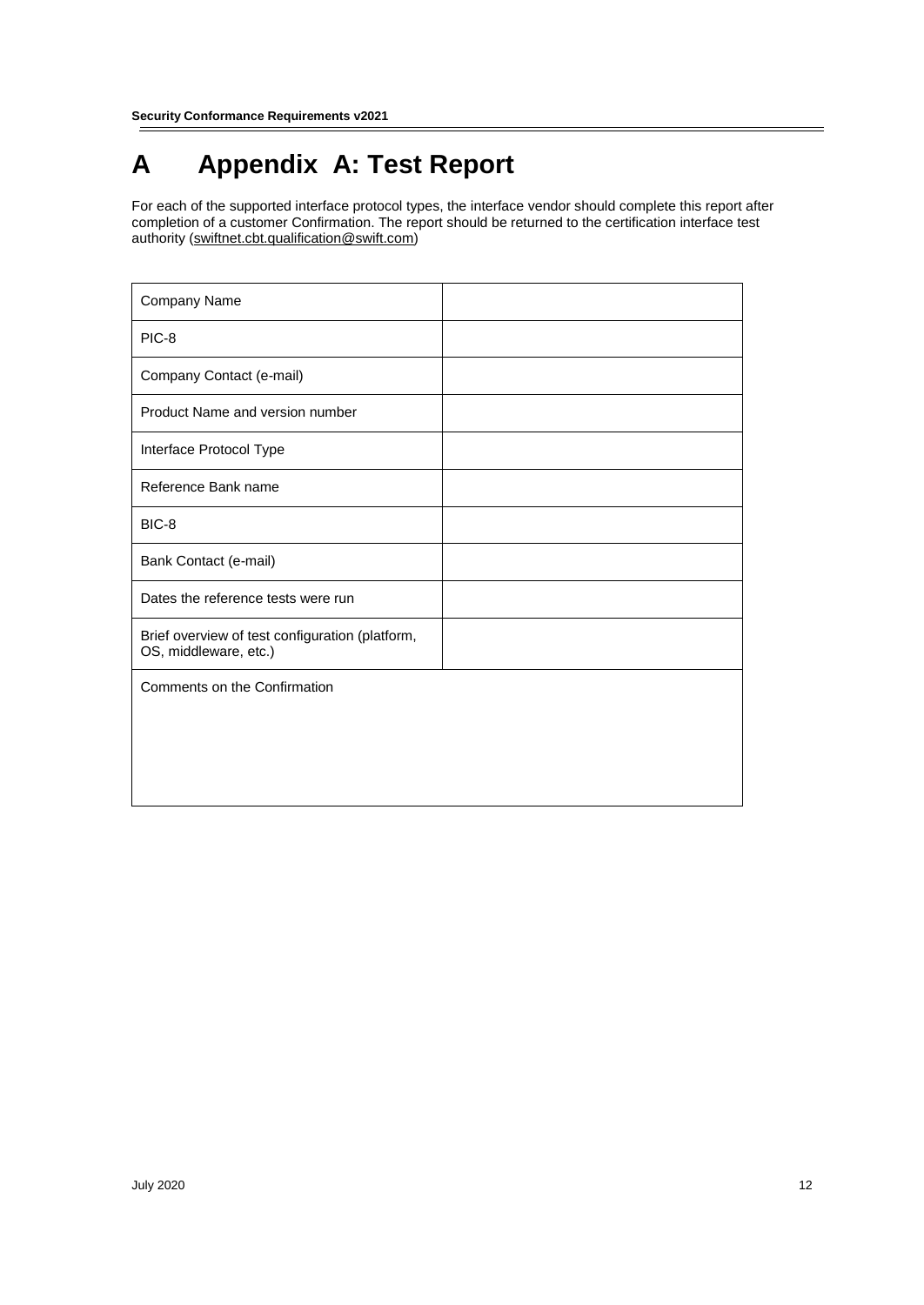# A Appendix A: Test Report

For each of the supported interface protocol types, the interface vendor should complete this report after completion of a customer Confirmation. The report should be returned to the certification interface test authority (swiftnet.cbt.qualification@swift.com)

| | |
|---|---|
| Company Name | |
| PIC-8 | |
| Company Contact (e-mail) | |
| Product Name and version number | |
| Interface Protocol Type | |
| Reference Bank name | |
| BIC-8 | |
| Bank Contact (e-mail) | |
| Dates the reference tests were run | |
| Brief overview of test configuration (platform, OS, middleware, etc.) | |
| Comments on the Confirmation | |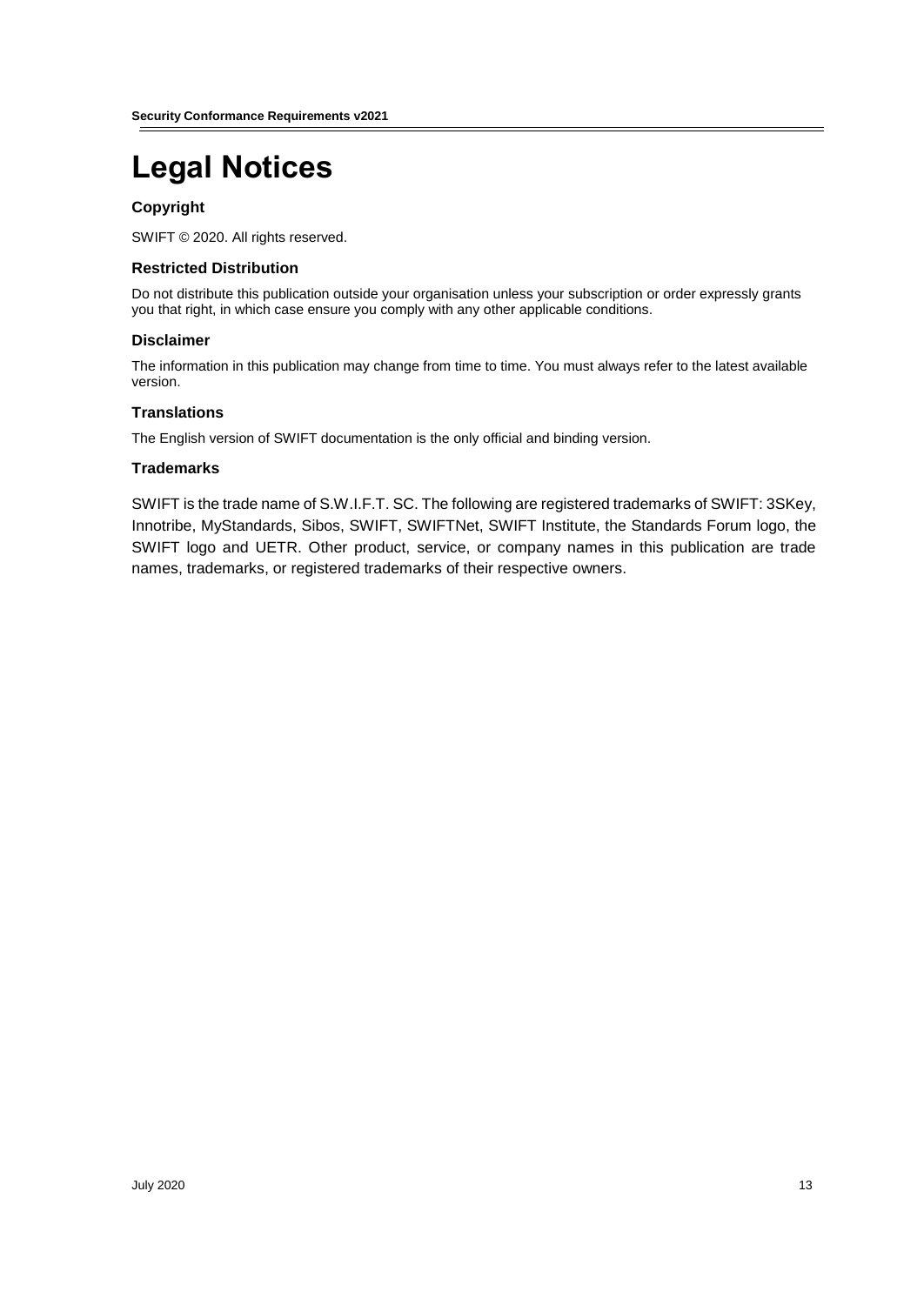# Legal Notices

### Copyright

SWIFT © 2020. All rights reserved.

### Restricted Distribution

Do not distribute this publication outside your organisation unless your subscription or order expressly grants you that right, in which case ensure you comply with any other applicable conditions.

### Disclaimer

The information in this publication may change from time to time. You must always refer to the latest available version.

### Translations

The English version of SWIFT documentation is the only official and binding version.

### Trademarks

SWIFT is the trade name of S.W.I.F.T. SC. The following are registered trademarks of SWIFT: 3SKey, Innotribe, MyStandards, Sibos, SWIFT, SWIFTNet, SWIFT Institute, the Standards Forum logo, the SWIFT logo and UETR. Other product, service, or company names in this publication are trade names, trademarks, or registered trademarks of their respective owners.